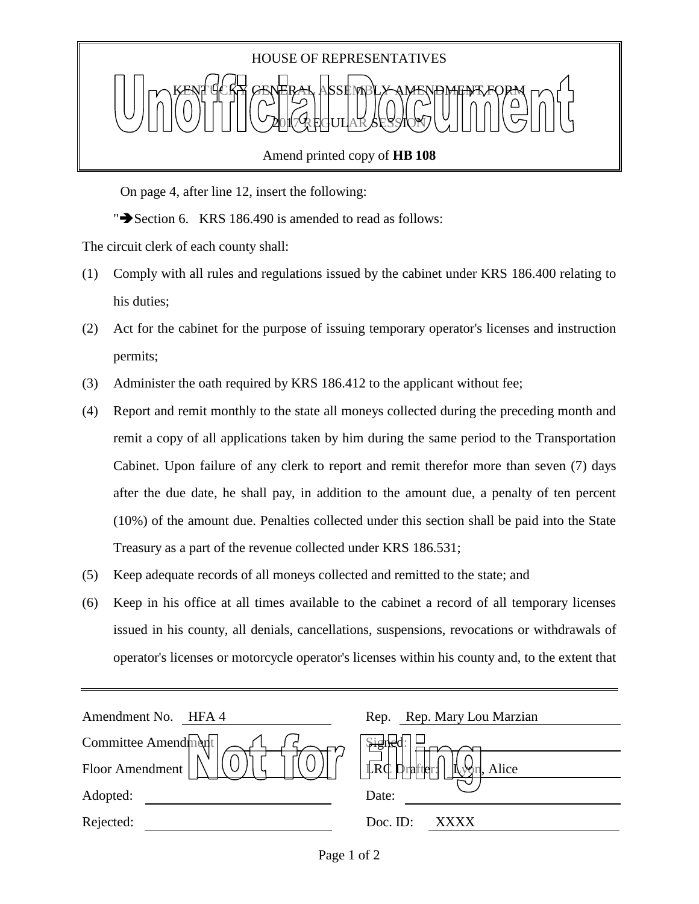HOUSE OF REPRESENTATIVES

KENTUCKY GENERAL ASSEMBLY AMENDMENT FORM

2017 REGULAR SESSION

Amend printed copy of **HB 108**

Unofficial Document

On page 4, after line 12, insert the following:

"➔Section 6. KRS 186.490 is amended to read as follows:

The circuit clerk of each county shall:

(1) Comply with all rules and regulations issued by the cabinet under KRS 186.400 relating to his duties;

(2) Act for the cabinet for the purpose of issuing temporary operator's licenses and instruction permits;

(3) Administer the oath required by KRS 186.412 to the applicant without fee;

(4) Report and remit monthly to the state all moneys collected during the preceding month and remit a copy of all applications taken by him during the same period to the Transportation Cabinet. Upon failure of any clerk to report and remit therefor more than seven (7) days after the due date, he shall pay, in addition to the amount due, a penalty of ten percent (10%) of the amount due. Penalties collected under this section shall be paid into the State Treasury as a part of the revenue collected under KRS 186.531;

(5) Keep adequate records of all moneys collected and remitted to the state; and

(6) Keep in his office at all times available to the cabinet a record of all temporary licenses issued in his county, all denials, cancellations, suspensions, revocations or withdrawals of operator's licenses or motorcycle operator's licenses within his county and, to the extent that

---

| | | | |
|---|---|---|---|
| Amendment No. | HFA 4 | Rep. | Rep. Mary Lou Marzian |
| Committee Amendment | | Signed: | |
| Floor Amendment | | LRC Drafter: | Lyon, Alice |
| Adopted: | | Date: | |
| Rejected: | | Doc. ID: | XXXX |

Not for Filing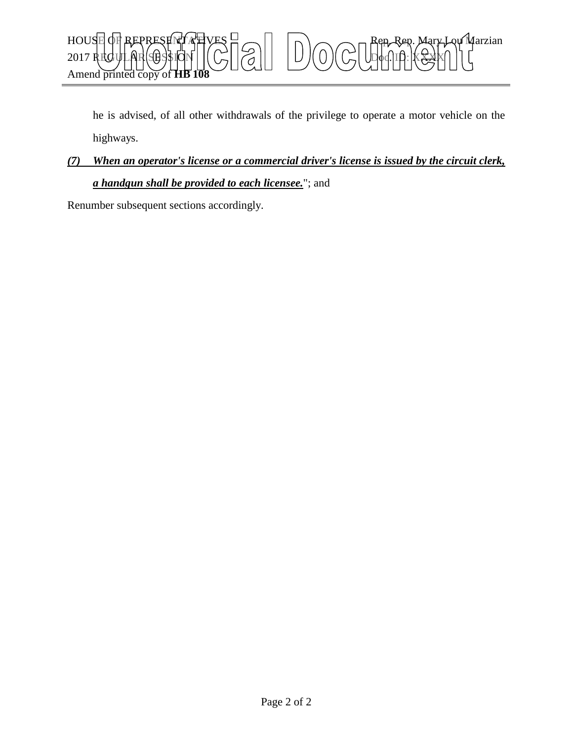he is advised, of all other withdrawals of the privilege to operate a motor vehicle on the highways.

***(7) When an operator's license or a commercial driver's license is issued by the circuit clerk, a handgun shall be provided to each licensee.***"; and

Renumber subsequent sections accordingly.